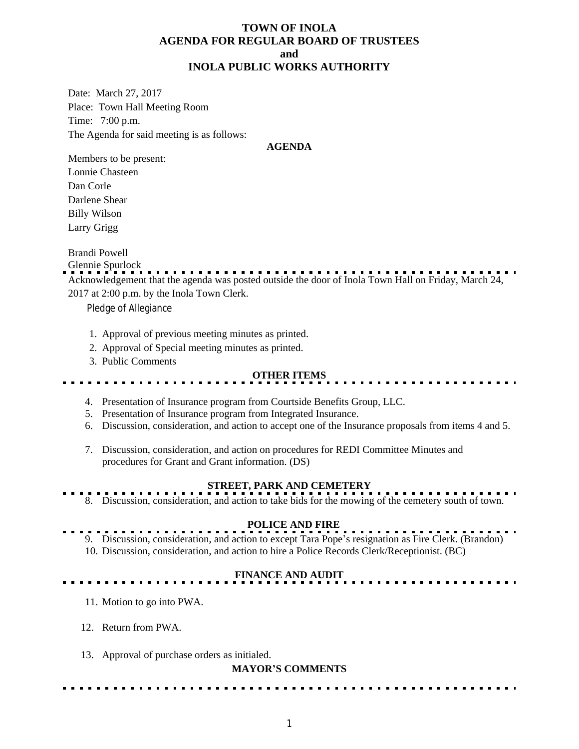# TOWN OF INOLA
## AGENDA FOR REGULAR BOARD OF TRUSTEES
## and
## INOLA PUBLIC WORKS AUTHORITY

Date: March 27, 2017

Place: Town Hall Meeting Room

Time: 7:00 p.m.

The Agenda for said meeting is as follows:

**AGENDA**

Members to be present:

Lonnie Chasteen

Dan Corle

Darlene Shear

Billy Wilson

Larry Grigg

Brandi Powell

Glennie Spurlock

Acknowledgement that the agenda was posted outside the door of Inola Town Hall on Friday, March 24, 2017 at 2:00 p.m. by the Inola Town Clerk.

Pledge of Allegiance

1. Approval of previous meeting minutes as printed.
2. Approval of Special meeting minutes as printed.
3. Public Comments

**OTHER ITEMS**

4. Presentation of Insurance program from Courtside Benefits Group, LLC.
5. Presentation of Insurance program from Integrated Insurance.
6. Discussion, consideration, and action to accept one of the Insurance proposals from items 4 and 5.
7. Discussion, consideration, and action on procedures for REDI Committee Minutes and procedures for Grant and Grant information. (DS)

**STREET, PARK AND CEMETERY**

8. Discussion, consideration, and action to take bids for the mowing of the cemetery south of town.

**POLICE AND FIRE**

9. Discussion, consideration, and action to except Tara Pope's resignation as Fire Clerk. (Brandon)
10. Discussion, consideration, and action to hire a Police Records Clerk/Receptionist. (BC)

**FINANCE AND AUDIT**

11. Motion to go into PWA.
12. Return from PWA.
13. Approval of purchase orders as initialed.

**MAYOR'S COMMENTS**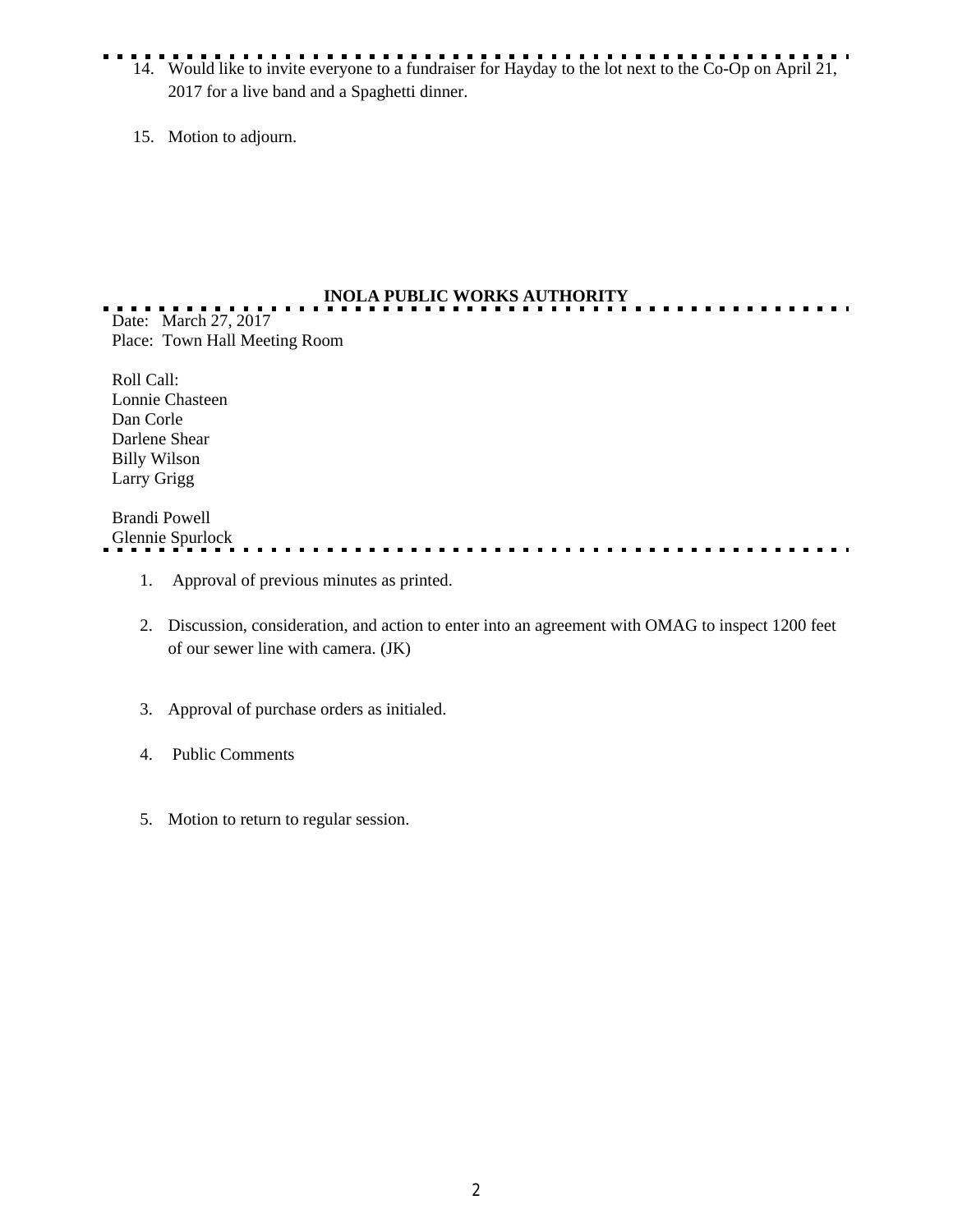14. Would like to invite everyone to a fundraiser for Hayday to the lot next to the Co-Op on April 21, 2017 for a live band and a Spaghetti dinner.

15. Motion to adjourn.

**INOLA PUBLIC WORKS AUTHORITY**

Date: March 27, 2017
Place: Town Hall Meeting Room

Roll Call:
Lonnie Chasteen
Dan Corle
Darlene Shear
Billy Wilson
Larry Grigg

Brandi Powell
Glennie Spurlock

1. Approval of previous minutes as printed.

2. Discussion, consideration, and action to enter into an agreement with OMAG to inspect 1200 feet of our sewer line with camera. (JK)

3. Approval of purchase orders as initialed.

4. Public Comments

5. Motion to return to regular session.